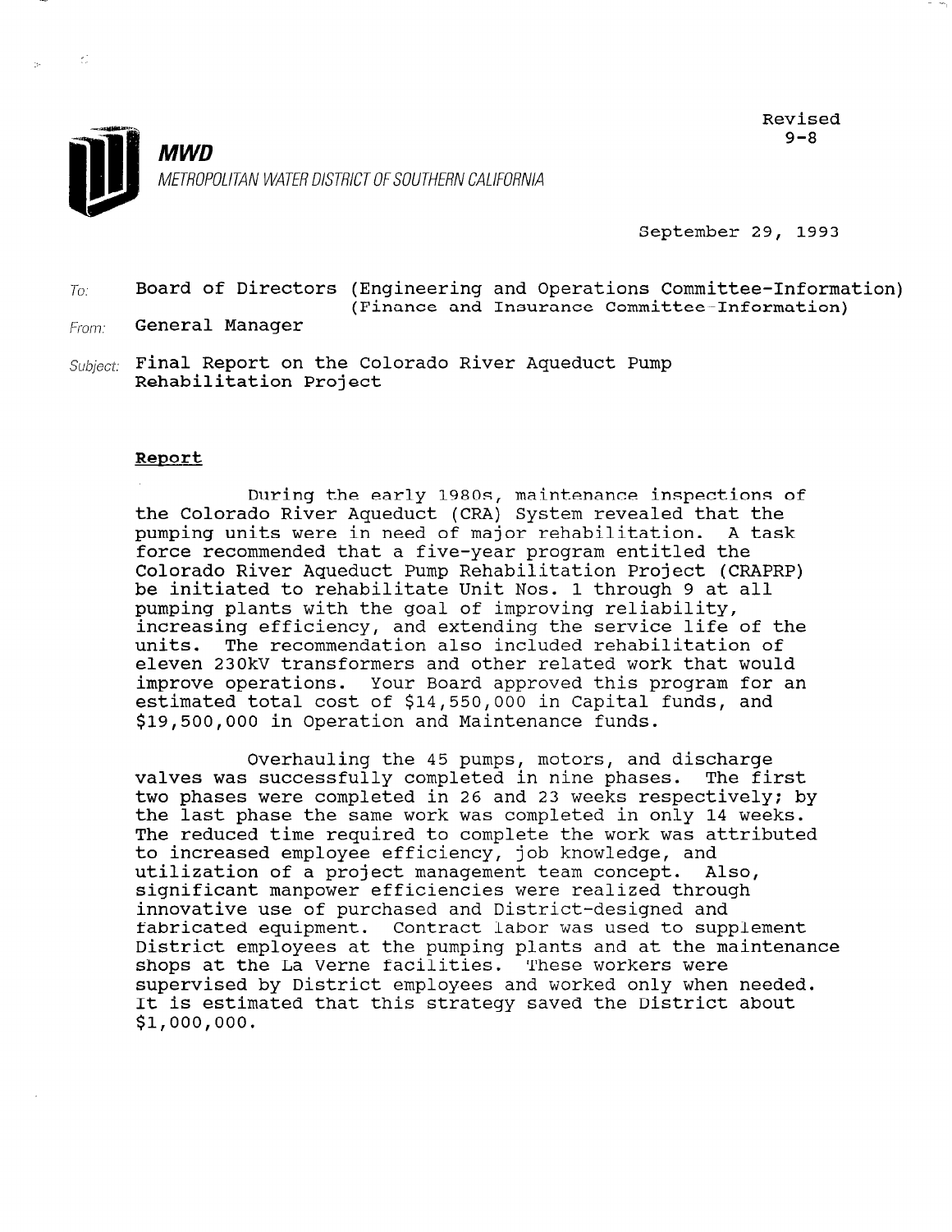Revised
9-8

**MWD**

METROPOLITAN WATER DISTRICT OF SOUTHERN CALIFORNIA

September 29, 1993

To: Board of Directors (Engineering and Operations Committee-Information)
(Finance and Insurance Committee-Information)

From: General Manager

Subject: Final Report on the Colorado River Aqueduct Pump Rehabilitation Project

**Report**

During the early 1980s, maintenance inspections of the Colorado River Aqueduct (CRA) System revealed that the pumping units were in need of major rehabilitation. A task force recommended that a five-year program entitled the Colorado River Aqueduct Pump Rehabilitation Project (CRAPRP) be initiated to rehabilitate Unit Nos. 1 through 9 at all pumping plants with the goal of improving reliability, increasing efficiency, and extending the service life of the units. The recommendation also included rehabilitation of eleven 230kV transformers and other related work that would improve operations. Your Board approved this program for an estimated total cost of $14,550,000 in Capital funds, and $19,500,000 in Operation and Maintenance funds.

Overhauling the 45 pumps, motors, and discharge valves was successfully completed in nine phases. The first two phases were completed in 26 and 23 weeks respectively; by the last phase the same work was completed in only 14 weeks. The reduced time required to complete the work was attributed to increased employee efficiency, job knowledge, and utilization of a project management team concept. Also, significant manpower efficiencies were realized through innovative use of purchased and District-designed and fabricated equipment. Contract labor was used to supplement District employees at the pumping plants and at the maintenance shops at the La Verne facilities. These workers were supervised by District employees and worked only when needed. It is estimated that this strategy saved the District about $1,000,000.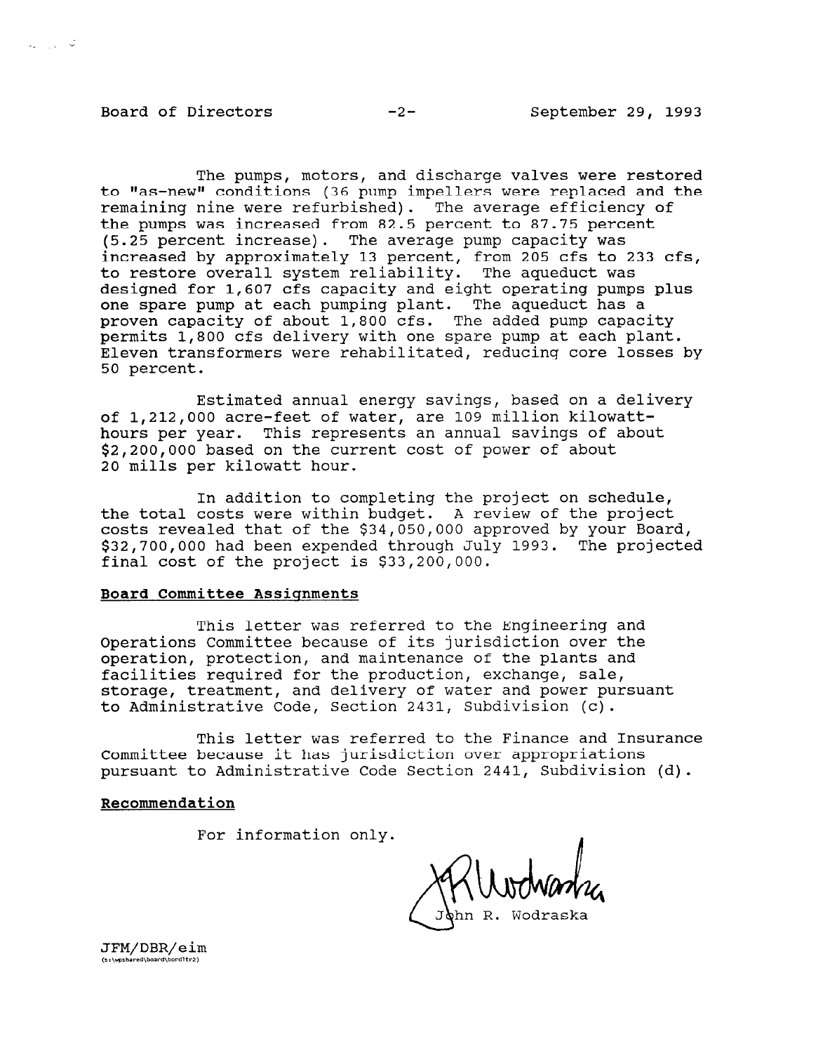The pumps, motors, and discharge valves were restored to "as-new" conditions (36 pump impellers were replaced and the remaining nine were refurbished). The average efficiency of the pumps was increased from 82.5 percent to 87.75 percent (5.25 percent increase). The average pump capacity was increased by approximately 13 percent, from 205 cfs to 233 cfs, to restore overall system reliability. The aqueduct was designed for 1,607 cfs capacity and eight operating pumps plus one spare pump at each pumping plant. The aqueduct has a proven capacity of about 1,800 cfs. The added pump capacity permits 1,800 cfs delivery with one spare pump at each plant. Eleven transformers were rehabilitated, reducing core losses by 50 percent.

Estimated annual energy savings, based on a delivery of 1,212,000 acre-feet of water, are 109 million kilowatt-hours per year. This represents an annual savings of about $2,200,000 based on the current cost of power of about 20 mills per kilowatt hour.

In addition to completing the project on schedule, the total costs were within budget. A review of the project costs revealed that of the $34,050,000 approved by your Board, $32,700,000 had been expended through July 1993. The projected final cost of the project is $33,200,000.

**Board Committee Assignments**

This letter was referred to the Engineering and Operations Committee because of its jurisdiction over the operation, protection, and maintenance of the plants and facilities required for the production, exchange, sale, storage, treatment, and delivery of water and power pursuant to Administrative Code, Section 2431, Subdivision (c).

This letter was referred to the Finance and Insurance Committee because it has jurisdiction over appropriations pursuant to Administrative Code Section 2441, Subdivision (d).

**Recommendation**

For information only.

John R. Wodraska

JFM/DBR/eim
(s:\wpshared\board\bordltr2)